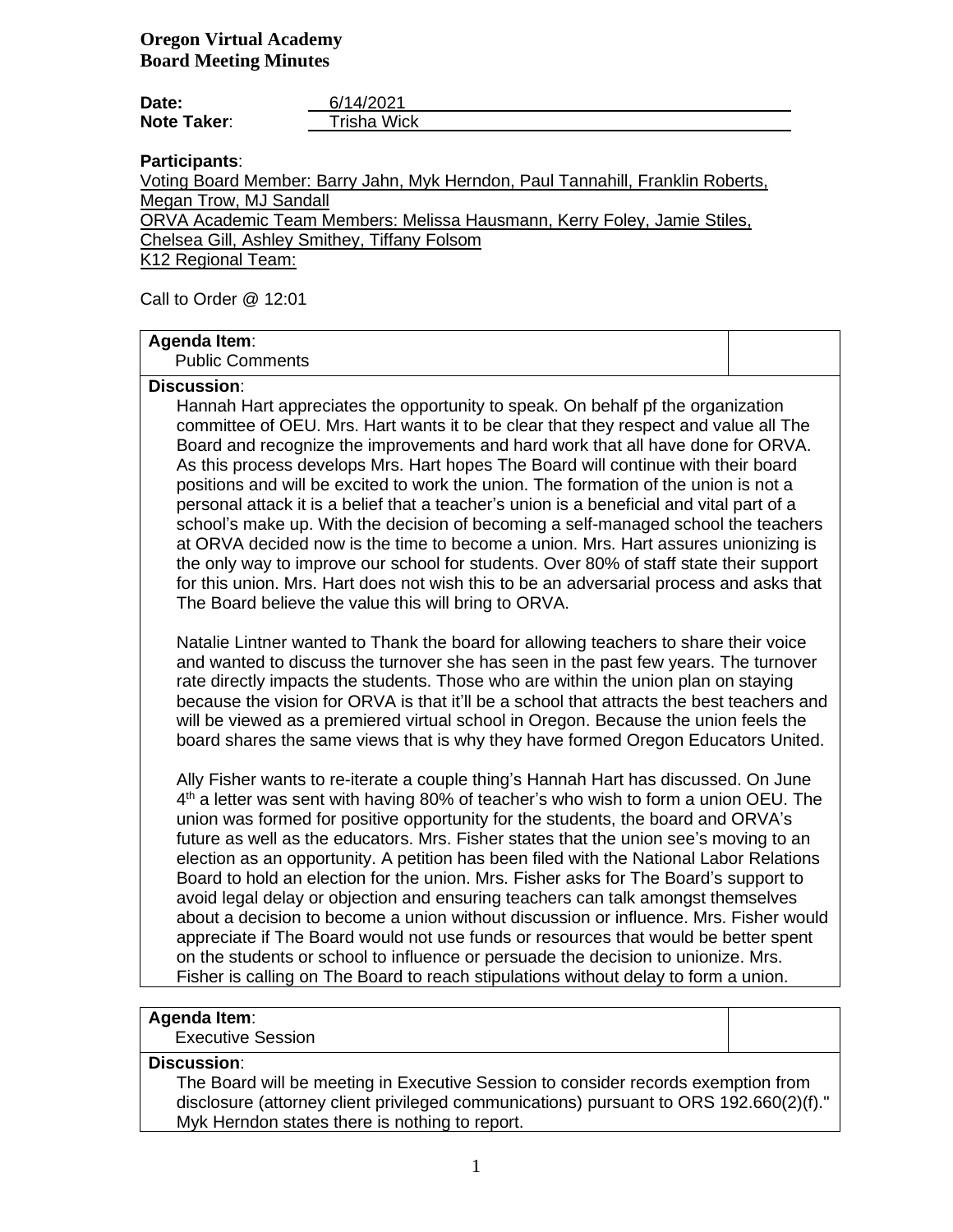**Oregon Virtual Academy**
**Board Meeting Minutes**

**Date:** 6/14/2021
**Note Taker:** Trisha Wick

**Participants**:
Voting Board Member: Barry Jahn, Myk Herndon, Paul Tannahill, Franklin Roberts, Megan Trow, MJ Sandall
ORVA Academic Team Members: Melissa Hausmann, Kerry Foley, Jamie Stiles, Chelsea Gill, Ashley Smithey, Tiffany Folsom
K12 Regional Team:

Call to Order @ 12:01

| **Agenda Item**: Public Comments | |
|---|---|

**Discussion**:

Hannah Hart appreciates the opportunity to speak. On behalf pf the organization committee of OEU. Mrs. Hart wants it to be clear that they respect and value all The Board and recognize the improvements and hard work that all have done for ORVA. As this process develops Mrs. Hart hopes The Board will continue with their board positions and will be excited to work the union. The formation of the union is not a personal attack it is a belief that a teacher's union is a beneficial and vital part of a school's make up. With the decision of becoming a self-managed school the teachers at ORVA decided now is the time to become a union. Mrs. Hart assures unionizing is the only way to improve our school for students. Over 80% of staff state their support for this union. Mrs. Hart does not wish this to be an adversarial process and asks that The Board believe the value this will bring to ORVA.

Natalie Lintner wanted to Thank the board for allowing teachers to share their voice and wanted to discuss the turnover she has seen in the past few years. The turnover rate directly impacts the students. Those who are within the union plan on staying because the vision for ORVA is that it'll be a school that attracts the best teachers and will be viewed as a premiered virtual school in Oregon. Because the union feels the board shares the same views that is why they have formed Oregon Educators United.

Ally Fisher wants to re-iterate a couple thing's Hannah Hart has discussed. On June 4th a letter was sent with having 80% of teacher's who wish to form a union OEU. The union was formed for positive opportunity for the students, the board and ORVA's future as well as the educators. Mrs. Fisher states that the union see's moving to an election as an opportunity. A petition has been filed with the National Labor Relations Board to hold an election for the union. Mrs. Fisher asks for The Board's support to avoid legal delay or objection and ensuring teachers can talk amongst themselves about a decision to become a union without discussion or influence. Mrs. Fisher would appreciate if The Board would not use funds or resources that would be better spent on the students or school to influence or persuade the decision to unionize. Mrs. Fisher is calling on The Board to reach stipulations without delay to form a union.

| **Agenda Item**: Executive Session | |
|---|---|

**Discussion**:

The Board will be meeting in Executive Session to consider records exemption from disclosure (attorney client privileged communications) pursuant to ORS 192.660(2)(f)." Myk Herndon states there is nothing to report.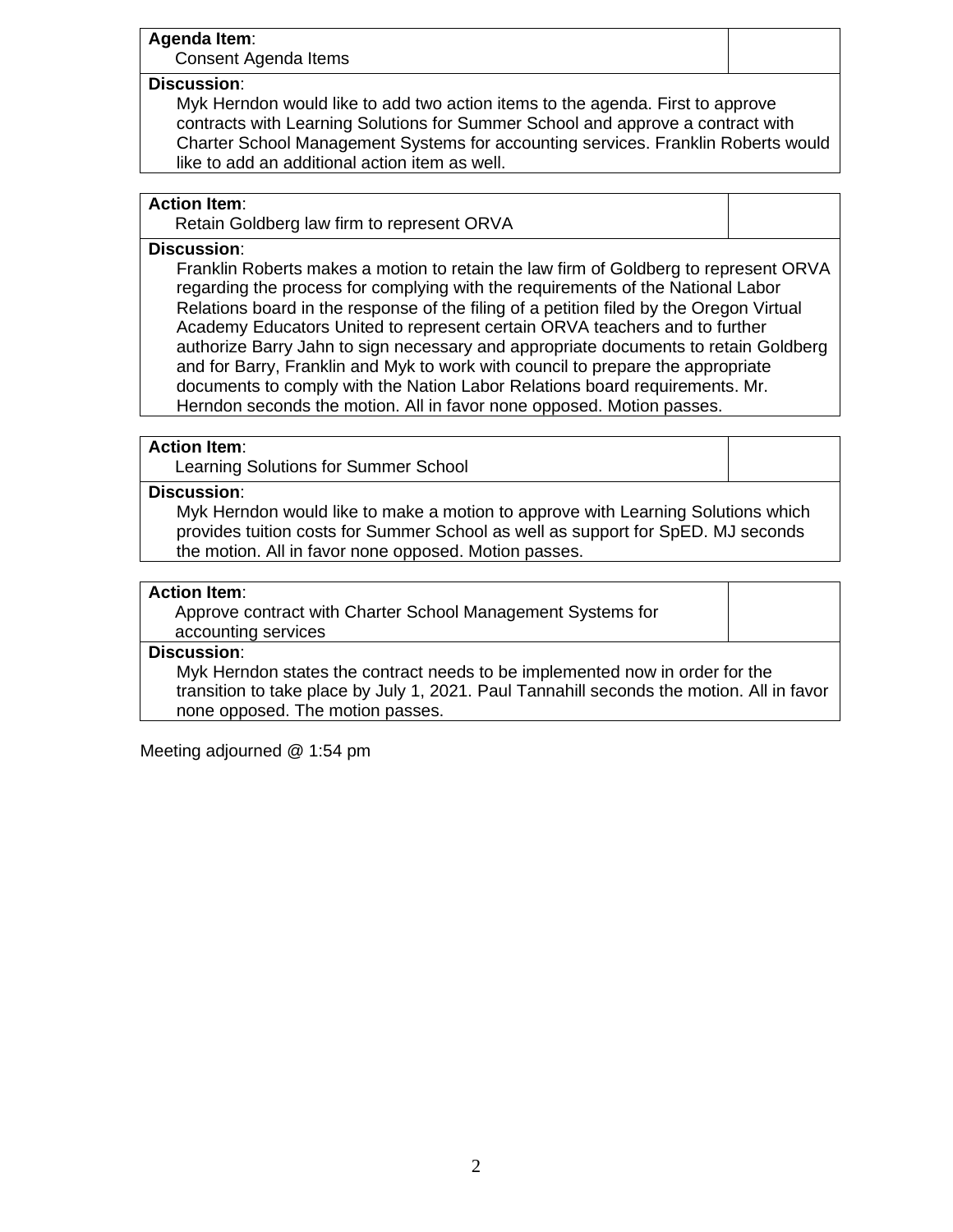| **Agenda Item**: Consent Agenda Items | |
|---|---|

**Discussion**:
Myk Herndon would like to add two action items to the agenda. First to approve contracts with Learning Solutions for Summer School and approve a contract with Charter School Management Systems for accounting services. Franklin Roberts would like to add an additional action item as well.

| **Action Item**: Retain Goldberg law firm to represent ORVA | |
|---|---|

**Discussion**:
Franklin Roberts makes a motion to retain the law firm of Goldberg to represent ORVA regarding the process for complying with the requirements of the National Labor Relations board in the response of the filing of a petition filed by the Oregon Virtual Academy Educators United to represent certain ORVA teachers and to further authorize Barry Jahn to sign necessary and appropriate documents to retain Goldberg and for Barry, Franklin and Myk to work with council to prepare the appropriate documents to comply with the Nation Labor Relations board requirements. Mr. Herndon seconds the motion. All in favor none opposed. Motion passes.

| **Action Item**: Learning Solutions for Summer School | |
|---|---|

**Discussion**:
Myk Herndon would like to make a motion to approve with Learning Solutions which provides tuition costs for Summer School as well as support for SpED. MJ seconds the motion. All in favor none opposed. Motion passes.

| **Action Item**: Approve contract with Charter School Management Systems for accounting services | |
|---|---|

**Discussion**:
Myk Herndon states the contract needs to be implemented now in order for the transition to take place by July 1, 2021. Paul Tannahill seconds the motion. All in favor none opposed. The motion passes.

Meeting adjourned @ 1:54 pm